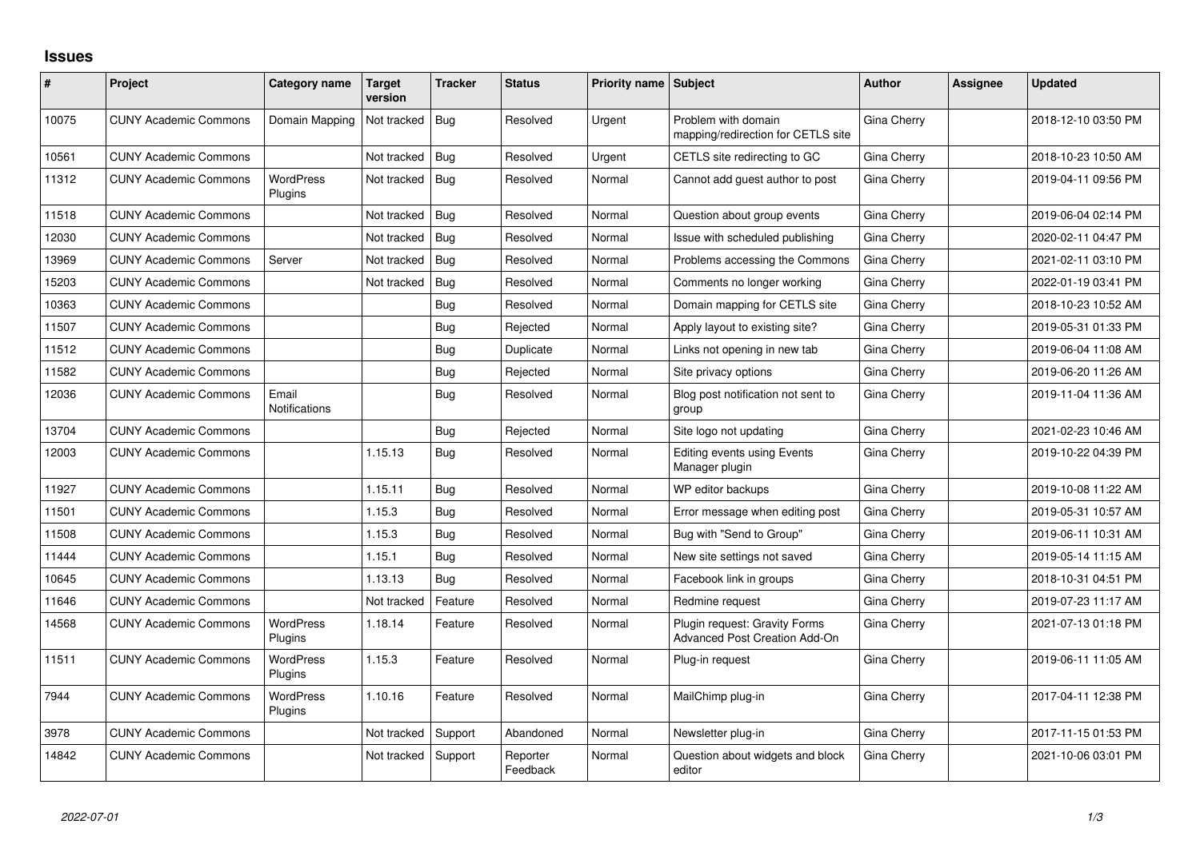## Issues

| # | Project | Category name | Target version | Tracker | Status | Priority name | Subject | Author | Assignee | Updated |
|---|---|---|---|---|---|---|---|---|---|---|
| 10075 | CUNY Academic Commons | Domain Mapping | Not tracked | Bug | Resolved | Urgent | Problem with domain mapping/redirection for CETLS site | Gina Cherry | | 2018-12-10 03:50 PM |
| 10561 | CUNY Academic Commons | | Not tracked | Bug | Resolved | Urgent | CETLS site redirecting to GC | Gina Cherry | | 2018-10-23 10:50 AM |
| 11312 | CUNY Academic Commons | WordPress Plugins | Not tracked | Bug | Resolved | Normal | Cannot add guest author to post | Gina Cherry | | 2019-04-11 09:56 PM |
| 11518 | CUNY Academic Commons | | Not tracked | Bug | Resolved | Normal | Question about group events | Gina Cherry | | 2019-06-04 02:14 PM |
| 12030 | CUNY Academic Commons | | Not tracked | Bug | Resolved | Normal | Issue with scheduled publishing | Gina Cherry | | 2020-02-11 04:47 PM |
| 13969 | CUNY Academic Commons | Server | Not tracked | Bug | Resolved | Normal | Problems accessing the Commons | Gina Cherry | | 2021-02-11 03:10 PM |
| 15203 | CUNY Academic Commons | | Not tracked | Bug | Resolved | Normal | Comments no longer working | Gina Cherry | | 2022-01-19 03:41 PM |
| 10363 | CUNY Academic Commons | | | Bug | Resolved | Normal | Domain mapping for CETLS site | Gina Cherry | | 2018-10-23 10:52 AM |
| 11507 | CUNY Academic Commons | | | Bug | Rejected | Normal | Apply layout to existing site? | Gina Cherry | | 2019-05-31 01:33 PM |
| 11512 | CUNY Academic Commons | | | Bug | Duplicate | Normal | Links not opening in new tab | Gina Cherry | | 2019-06-04 11:08 AM |
| 11582 | CUNY Academic Commons | | | Bug | Rejected | Normal | Site privacy options | Gina Cherry | | 2019-06-20 11:26 AM |
| 12036 | CUNY Academic Commons | Email Notifications | | Bug | Resolved | Normal | Blog post notification not sent to group | Gina Cherry | | 2019-11-04 11:36 AM |
| 13704 | CUNY Academic Commons | | | Bug | Rejected | Normal | Site logo not updating | Gina Cherry | | 2021-02-23 10:46 AM |
| 12003 | CUNY Academic Commons | | 1.15.13 | Bug | Resolved | Normal | Editing events using Events Manager plugin | Gina Cherry | | 2019-10-22 04:39 PM |
| 11927 | CUNY Academic Commons | | 1.15.11 | Bug | Resolved | Normal | WP editor backups | Gina Cherry | | 2019-10-08 11:22 AM |
| 11501 | CUNY Academic Commons | | 1.15.3 | Bug | Resolved | Normal | Error message when editing post | Gina Cherry | | 2019-05-31 10:57 AM |
| 11508 | CUNY Academic Commons | | 1.15.3 | Bug | Resolved | Normal | Bug with "Send to Group" | Gina Cherry | | 2019-06-11 10:31 AM |
| 11444 | CUNY Academic Commons | | 1.15.1 | Bug | Resolved | Normal | New site settings not saved | Gina Cherry | | 2019-05-14 11:15 AM |
| 10645 | CUNY Academic Commons | | 1.13.13 | Bug | Resolved | Normal | Facebook link in groups | Gina Cherry | | 2018-10-31 04:51 PM |
| 11646 | CUNY Academic Commons | | Not tracked | Feature | Resolved | Normal | Redmine request | Gina Cherry | | 2019-07-23 11:17 AM |
| 14568 | CUNY Academic Commons | WordPress Plugins | 1.18.14 | Feature | Resolved | Normal | Plugin request: Gravity Forms Advanced Post Creation Add-On | Gina Cherry | | 2021-07-13 01:18 PM |
| 11511 | CUNY Academic Commons | WordPress Plugins | 1.15.3 | Feature | Resolved | Normal | Plug-in request | Gina Cherry | | 2019-06-11 11:05 AM |
| 7944 | CUNY Academic Commons | WordPress Plugins | 1.10.16 | Feature | Resolved | Normal | MailChimp plug-in | Gina Cherry | | 2017-04-11 12:38 PM |
| 3978 | CUNY Academic Commons | | Not tracked | Support | Abandoned | Normal | Newsletter plug-in | Gina Cherry | | 2017-11-15 01:53 PM |
| 14842 | CUNY Academic Commons | | Not tracked | Support | Reporter Feedback | Normal | Question about widgets and block editor | Gina Cherry | | 2021-10-06 03:01 PM |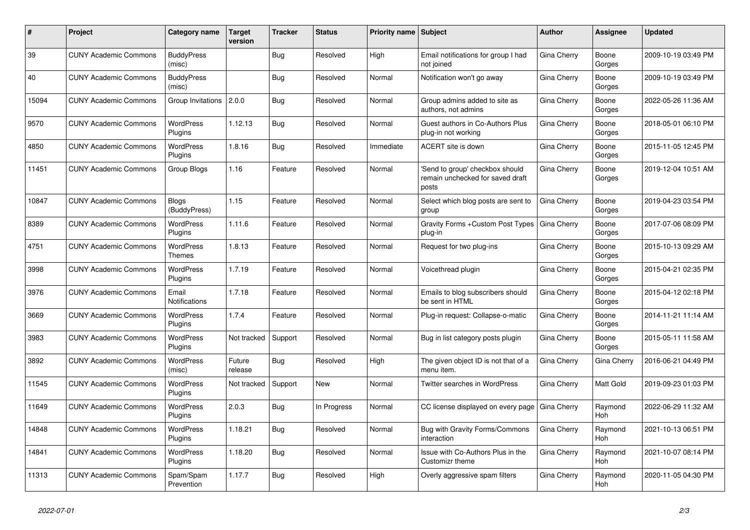| # | Project | Category name | Target version | Tracker | Status | Priority name | Subject | Author | Assignee | Updated |
|---|---|---|---|---|---|---|---|---|---|---|
| 39 | CUNY Academic Commons | BuddyPress (misc) | | Bug | Resolved | High | Email notifications for group I had not joined | Gina Cherry | Boone Gorges | 2009-10-19 03:49 PM |
| 40 | CUNY Academic Commons | BuddyPress (misc) | | Bug | Resolved | Normal | Notification won't go away | Gina Cherry | Boone Gorges | 2009-10-19 03:49 PM |
| 15094 | CUNY Academic Commons | Group Invitations | 2.0.0 | Bug | Resolved | Normal | Group admins added to site as authors, not admins | Gina Cherry | Boone Gorges | 2022-05-26 11:36 AM |
| 9570 | CUNY Academic Commons | WordPress Plugins | 1.12.13 | Bug | Resolved | Normal | Guest authors in Co-Authors Plus plug-in not working | Gina Cherry | Boone Gorges | 2018-05-01 06:10 PM |
| 4850 | CUNY Academic Commons | WordPress Plugins | 1.8.16 | Bug | Resolved | Immediate | ACERT site is down | Gina Cherry | Boone Gorges | 2015-11-05 12:45 PM |
| 11451 | CUNY Academic Commons | Group Blogs | 1.16 | Feature | Resolved | Normal | 'Send to group' checkbox should remain unchecked for saved draft posts | Gina Cherry | Boone Gorges | 2019-12-04 10:51 AM |
| 10847 | CUNY Academic Commons | Blogs (BuddyPress) | 1.15 | Feature | Resolved | Normal | Select which blog posts are sent to group | Gina Cherry | Boone Gorges | 2019-04-23 03:54 PM |
| 8389 | CUNY Academic Commons | WordPress Plugins | 1.11.6 | Feature | Resolved | Normal | Gravity Forms +Custom Post Types plug-in | Gina Cherry | Boone Gorges | 2017-07-06 08:09 PM |
| 4751 | CUNY Academic Commons | WordPress Themes | 1.8.13 | Feature | Resolved | Normal | Request for two plug-ins | Gina Cherry | Boone Gorges | 2015-10-13 09:29 AM |
| 3998 | CUNY Academic Commons | WordPress Plugins | 1.7.19 | Feature | Resolved | Normal | Voicethread plugin | Gina Cherry | Boone Gorges | 2015-04-21 02:35 PM |
| 3976 | CUNY Academic Commons | Email Notifications | 1.7.18 | Feature | Resolved | Normal | Emails to blog subscribers should be sent in HTML | Gina Cherry | Boone Gorges | 2015-04-12 02:18 PM |
| 3669 | CUNY Academic Commons | WordPress Plugins | 1.7.4 | Feature | Resolved | Normal | Plug-in request: Collapse-o-matic | Gina Cherry | Boone Gorges | 2014-11-21 11:14 AM |
| 3983 | CUNY Academic Commons | WordPress Plugins | Not tracked | Support | Resolved | Normal | Bug in list category posts plugin | Gina Cherry | Boone Gorges | 2015-05-11 11:58 AM |
| 3892 | CUNY Academic Commons | WordPress (misc) | Future release | Bug | Resolved | High | The given object ID is not that of a menu item. | Gina Cherry | Gina Cherry | 2016-06-21 04:49 PM |
| 11545 | CUNY Academic Commons | WordPress Plugins | Not tracked | Support | New | Normal | Twitter searches in WordPress | Gina Cherry | Matt Gold | 2019-09-23 01:03 PM |
| 11649 | CUNY Academic Commons | WordPress Plugins | 2.0.3 | Bug | In Progress | Normal | CC license displayed on every page | Gina Cherry | Raymond Hoh | 2022-06-29 11:32 AM |
| 14848 | CUNY Academic Commons | WordPress Plugins | 1.18.21 | Bug | Resolved | Normal | Bug with Gravity Forms/Commons interaction | Gina Cherry | Raymond Hoh | 2021-10-13 06:51 PM |
| 14841 | CUNY Academic Commons | WordPress Plugins | 1.18.20 | Bug | Resolved | Normal | Issue with Co-Authors Plus in the Customizr theme | Gina Cherry | Raymond Hoh | 2021-10-07 08:14 PM |
| 11313 | CUNY Academic Commons | Spam/Spam Prevention | 1.17.7 | Bug | Resolved | High | Overly aggressive spam filters | Gina Cherry | Raymond Hoh | 2020-11-05 04:30 PM |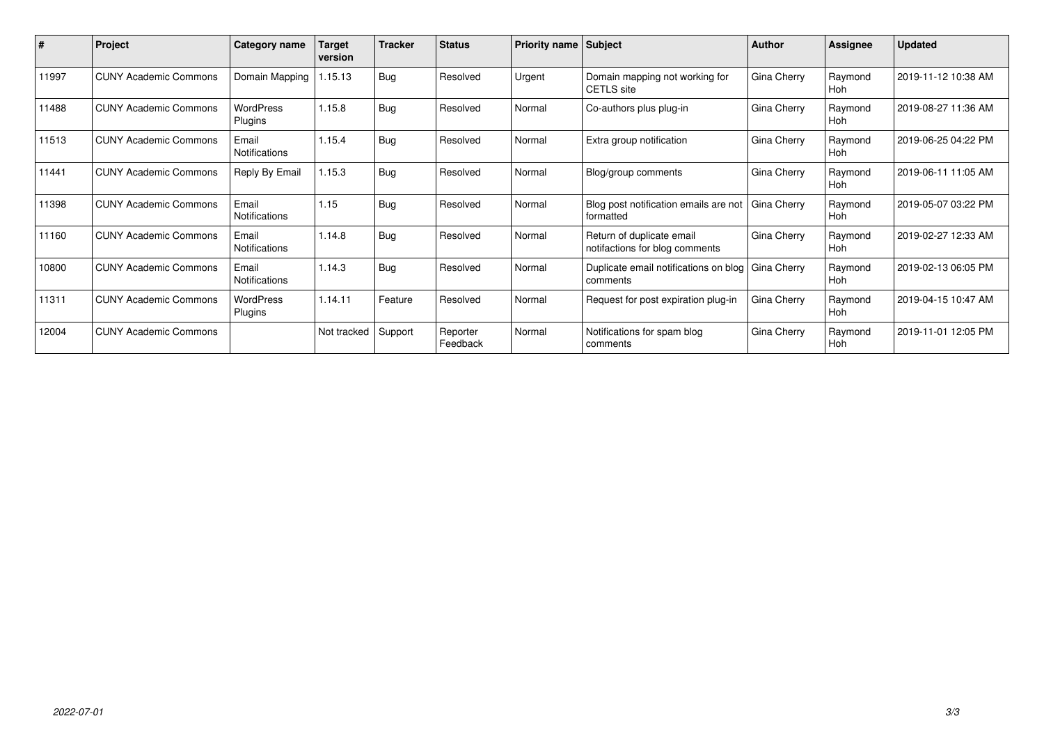| # | Project | Category name | Target version | Tracker | Status | Priority name | Subject | Author | Assignee | Updated |
|---|---|---|---|---|---|---|---|---|---|---|
| 11997 | CUNY Academic Commons | Domain Mapping | 1.15.13 | Bug | Resolved | Urgent | Domain mapping not working for CETLS site | Gina Cherry | Raymond Hoh | 2019-11-12 10:38 AM |
| 11488 | CUNY Academic Commons | WordPress Plugins | 1.15.8 | Bug | Resolved | Normal | Co-authors plus plug-in | Gina Cherry | Raymond Hoh | 2019-08-27 11:36 AM |
| 11513 | CUNY Academic Commons | Email Notifications | 1.15.4 | Bug | Resolved | Normal | Extra group notification | Gina Cherry | Raymond Hoh | 2019-06-25 04:22 PM |
| 11441 | CUNY Academic Commons | Reply By Email | 1.15.3 | Bug | Resolved | Normal | Blog/group comments | Gina Cherry | Raymond Hoh | 2019-06-11 11:05 AM |
| 11398 | CUNY Academic Commons | Email Notifications | 1.15 | Bug | Resolved | Normal | Blog post notification emails are not formatted | Gina Cherry | Raymond Hoh | 2019-05-07 03:22 PM |
| 11160 | CUNY Academic Commons | Email Notifications | 1.14.8 | Bug | Resolved | Normal | Return of duplicate email notifactions for blog comments | Gina Cherry | Raymond Hoh | 2019-02-27 12:33 AM |
| 10800 | CUNY Academic Commons | Email Notifications | 1.14.3 | Bug | Resolved | Normal | Duplicate email notifications on blog comments | Gina Cherry | Raymond Hoh | 2019-02-13 06:05 PM |
| 11311 | CUNY Academic Commons | WordPress Plugins | 1.14.11 | Feature | Resolved | Normal | Request for post expiration plug-in | Gina Cherry | Raymond Hoh | 2019-04-15 10:47 AM |
| 12004 | CUNY Academic Commons | | Not tracked | Support | Reporter Feedback | Normal | Notifications for spam blog comments | Gina Cherry | Raymond Hoh | 2019-11-01 12:05 PM |